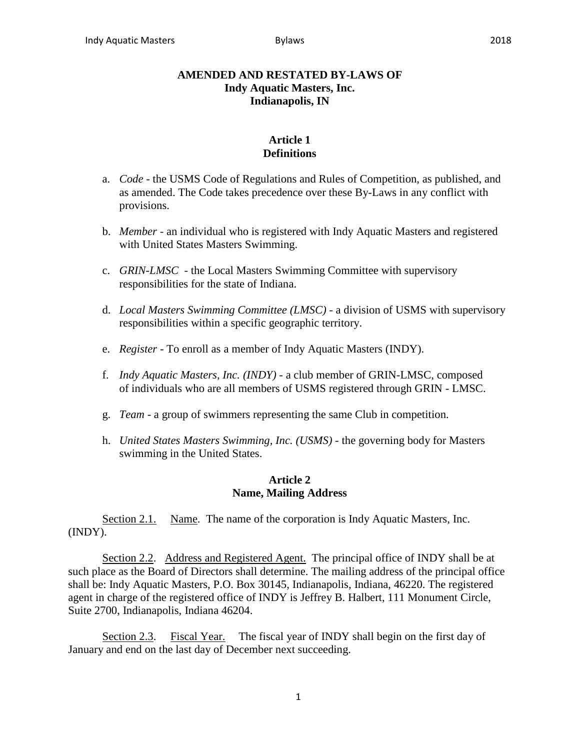# AMENDED AND RESTATED BY-LAWS OF
# Indy Aquatic Masters, Inc.
# Indianapolis, IN

## Article 1
## Definitions

a. *Code* - the USMS Code of Regulations and Rules of Competition, as published, and as amended. The Code takes precedence over these By-Laws in any conflict with provisions.

b. *Member* - an individual who is registered with Indy Aquatic Masters and registered with United States Masters Swimming.

c. *GRIN-LMSC* - the Local Masters Swimming Committee with supervisory responsibilities for the state of Indiana.

d. *Local Masters Swimming Committee (LMSC)* - a division of USMS with supervisory responsibilities within a specific geographic territory.

e. *Register* - To enroll as a member of Indy Aquatic Masters (INDY).

f. *Indy Aquatic Masters, Inc. (INDY)* - a club member of GRIN-LMSC, composed of individuals who are all members of USMS registered through GRIN - LMSC.

g. *Team* - a group of swimmers representing the same Club in competition.

h. *United States Masters Swimming, Inc. (USMS)* - the governing body for Masters swimming in the United States.

## Article 2
## Name, Mailing Address

Section 2.1. Name. The name of the corporation is Indy Aquatic Masters, Inc. (INDY).

Section 2.2. Address and Registered Agent. The principal office of INDY shall be at such place as the Board of Directors shall determine. The mailing address of the principal office shall be: Indy Aquatic Masters, P.O. Box 30145, Indianapolis, Indiana, 46220. The registered agent in charge of the registered office of INDY is Jeffrey B. Halbert, 111 Monument Circle, Suite 2700, Indianapolis, Indiana 46204.

Section 2.3. Fiscal Year. The fiscal year of INDY shall begin on the first day of January and end on the last day of December next succeeding.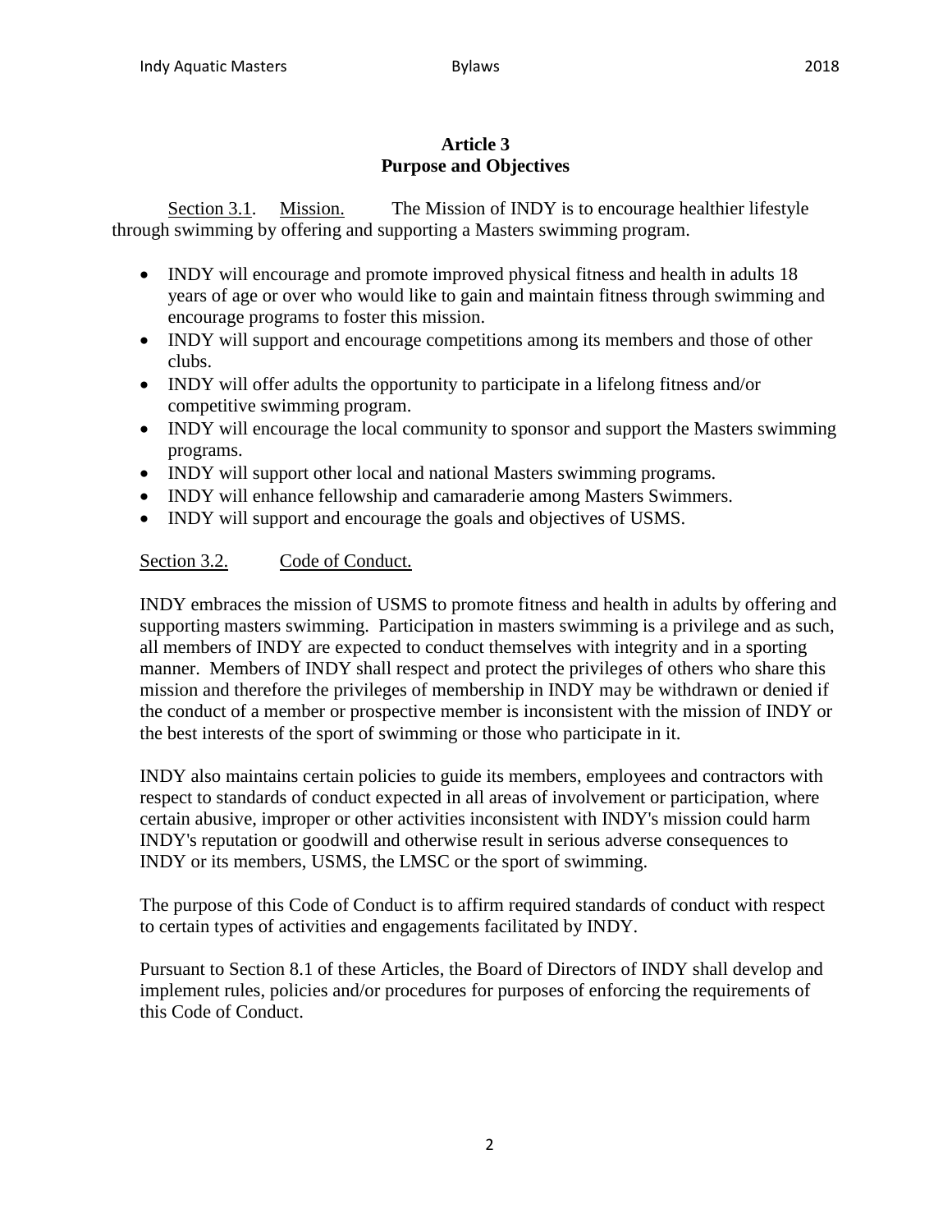## Article 3
## Purpose and Objectives

Section 3.1. Mission. The Mission of INDY is to encourage healthier lifestyle through swimming by offering and supporting a Masters swimming program.

- INDY will encourage and promote improved physical fitness and health in adults 18 years of age or over who would like to gain and maintain fitness through swimming and encourage programs to foster this mission.
- INDY will support and encourage competitions among its members and those of other clubs.
- INDY will offer adults the opportunity to participate in a lifelong fitness and/or competitive swimming program.
- INDY will encourage the local community to sponsor and support the Masters swimming programs.
- INDY will support other local and national Masters swimming programs.
- INDY will enhance fellowship and camaraderie among Masters Swimmers.
- INDY will support and encourage the goals and objectives of USMS.

Section 3.2. Code of Conduct.

INDY embraces the mission of USMS to promote fitness and health in adults by offering and supporting masters swimming. Participation in masters swimming is a privilege and as such, all members of INDY are expected to conduct themselves with integrity and in a sporting manner. Members of INDY shall respect and protect the privileges of others who share this mission and therefore the privileges of membership in INDY may be withdrawn or denied if the conduct of a member or prospective member is inconsistent with the mission of INDY or the best interests of the sport of swimming or those who participate in it.

INDY also maintains certain policies to guide its members, employees and contractors with respect to standards of conduct expected in all areas of involvement or participation, where certain abusive, improper or other activities inconsistent with INDY's mission could harm INDY's reputation or goodwill and otherwise result in serious adverse consequences to INDY or its members, USMS, the LMSC or the sport of swimming.

The purpose of this Code of Conduct is to affirm required standards of conduct with respect to certain types of activities and engagements facilitated by INDY.

Pursuant to Section 8.1 of these Articles, the Board of Directors of INDY shall develop and implement rules, policies and/or procedures for purposes of enforcing the requirements of this Code of Conduct.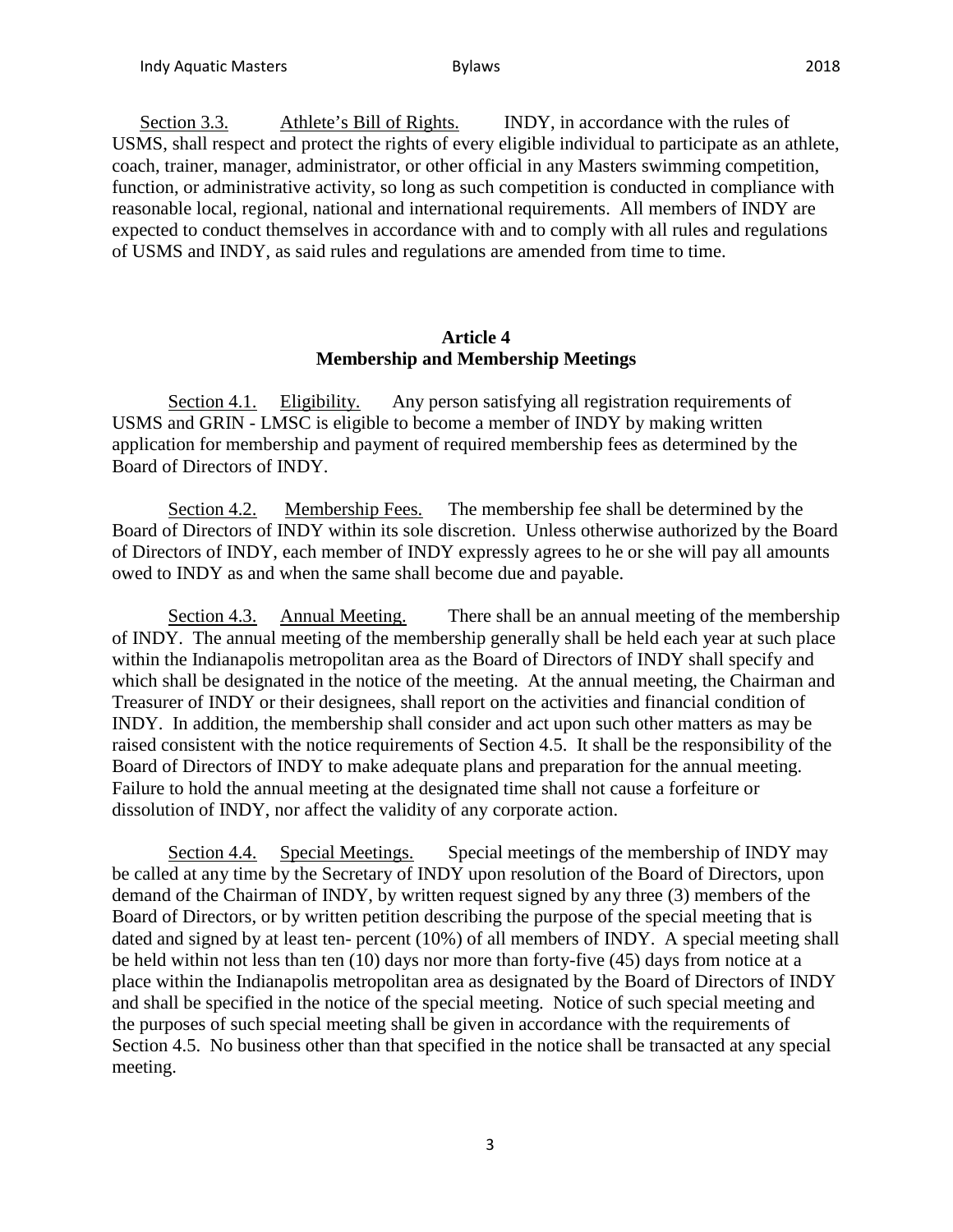Section 3.3. Athlete's Bill of Rights. INDY, in accordance with the rules of USMS, shall respect and protect the rights of every eligible individual to participate as an athlete, coach, trainer, manager, administrator, or other official in any Masters swimming competition, function, or administrative activity, so long as such competition is conducted in compliance with reasonable local, regional, national and international requirements. All members of INDY are expected to conduct themselves in accordance with and to comply with all rules and regulations of USMS and INDY, as said rules and regulations are amended from time to time.

## Article 4
## Membership and Membership Meetings

Section 4.1. Eligibility. Any person satisfying all registration requirements of USMS and GRIN - LMSC is eligible to become a member of INDY by making written application for membership and payment of required membership fees as determined by the Board of Directors of INDY.

Section 4.2. Membership Fees. The membership fee shall be determined by the Board of Directors of INDY within its sole discretion. Unless otherwise authorized by the Board of Directors of INDY, each member of INDY expressly agrees to he or she will pay all amounts owed to INDY as and when the same shall become due and payable.

Section 4.3. Annual Meeting. There shall be an annual meeting of the membership of INDY. The annual meeting of the membership generally shall be held each year at such place within the Indianapolis metropolitan area as the Board of Directors of INDY shall specify and which shall be designated in the notice of the meeting. At the annual meeting, the Chairman and Treasurer of INDY or their designees, shall report on the activities and financial condition of INDY. In addition, the membership shall consider and act upon such other matters as may be raised consistent with the notice requirements of Section 4.5. It shall be the responsibility of the Board of Directors of INDY to make adequate plans and preparation for the annual meeting. Failure to hold the annual meeting at the designated time shall not cause a forfeiture or dissolution of INDY, nor affect the validity of any corporate action.

Section 4.4. Special Meetings. Special meetings of the membership of INDY may be called at any time by the Secretary of INDY upon resolution of the Board of Directors, upon demand of the Chairman of INDY, by written request signed by any three (3) members of the Board of Directors, or by written petition describing the purpose of the special meeting that is dated and signed by at least ten- percent (10%) of all members of INDY. A special meeting shall be held within not less than ten (10) days nor more than forty-five (45) days from notice at a place within the Indianapolis metropolitan area as designated by the Board of Directors of INDY and shall be specified in the notice of the special meeting. Notice of such special meeting and the purposes of such special meeting shall be given in accordance with the requirements of Section 4.5. No business other than that specified in the notice shall be transacted at any special meeting.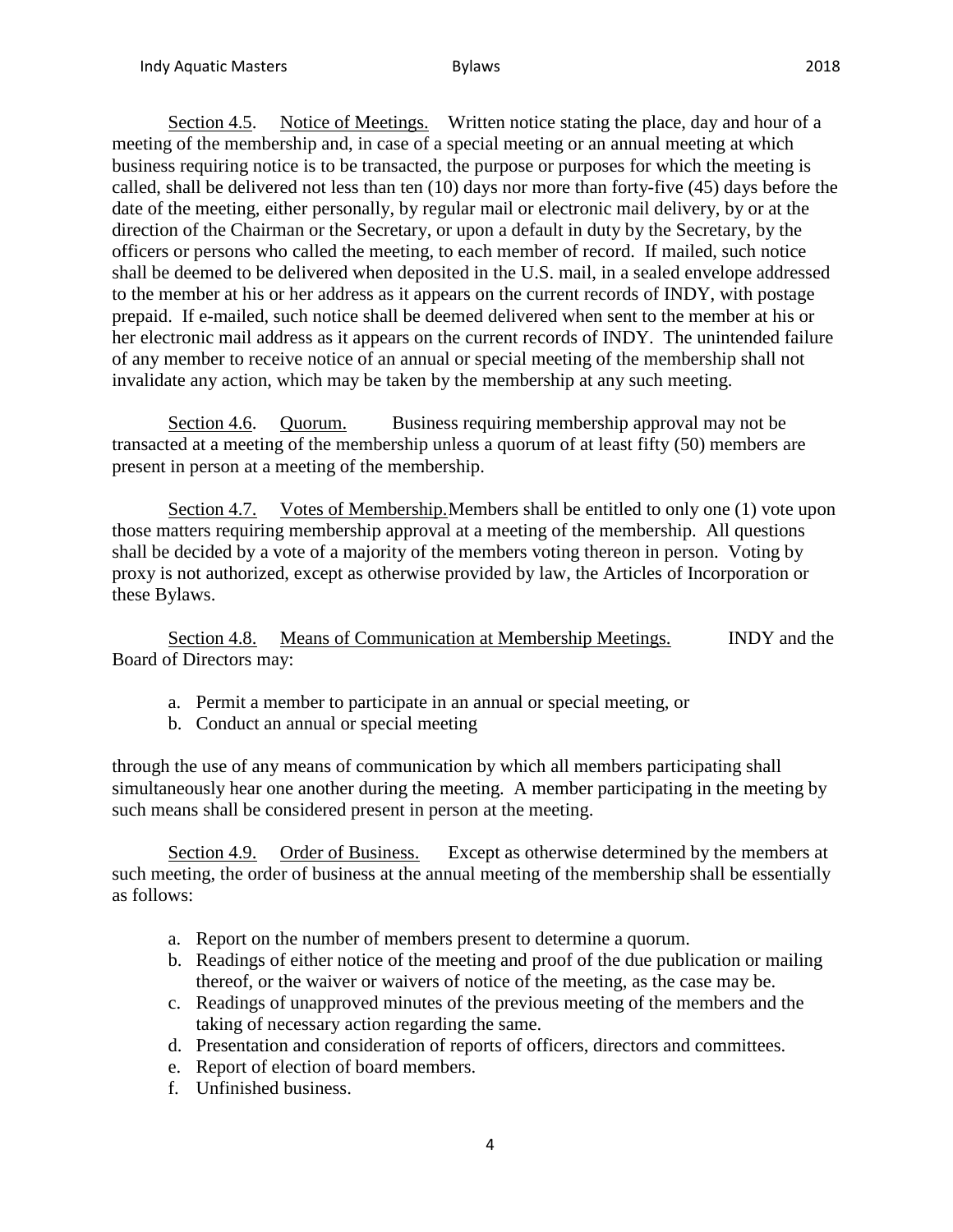Section 4.5. Notice of Meetings. Written notice stating the place, day and hour of a meeting of the membership and, in case of a special meeting or an annual meeting at which business requiring notice is to be transacted, the purpose or purposes for which the meeting is called, shall be delivered not less than ten (10) days nor more than forty-five (45) days before the date of the meeting, either personally, by regular mail or electronic mail delivery, by or at the direction of the Chairman or the Secretary, or upon a default in duty by the Secretary, by the officers or persons who called the meeting, to each member of record. If mailed, such notice shall be deemed to be delivered when deposited in the U.S. mail, in a sealed envelope addressed to the member at his or her address as it appears on the current records of INDY, with postage prepaid. If e-mailed, such notice shall be deemed delivered when sent to the member at his or her electronic mail address as it appears on the current records of INDY. The unintended failure of any member to receive notice of an annual or special meeting of the membership shall not invalidate any action, which may be taken by the membership at any such meeting.

Section 4.6. Quorum. Business requiring membership approval may not be transacted at a meeting of the membership unless a quorum of at least fifty (50) members are present in person at a meeting of the membership.

Section 4.7. Votes of Membership. Members shall be entitled to only one (1) vote upon those matters requiring membership approval at a meeting of the membership. All questions shall be decided by a vote of a majority of the members voting thereon in person. Voting by proxy is not authorized, except as otherwise provided by law, the Articles of Incorporation or these Bylaws.

Section 4.8. Means of Communication at Membership Meetings. INDY and the Board of Directors may:

a. Permit a member to participate in an annual or special meeting, or
b. Conduct an annual or special meeting

through the use of any means of communication by which all members participating shall simultaneously hear one another during the meeting. A member participating in the meeting by such means shall be considered present in person at the meeting.

Section 4.9. Order of Business. Except as otherwise determined by the members at such meeting, the order of business at the annual meeting of the membership shall be essentially as follows:

a. Report on the number of members present to determine a quorum.
b. Readings of either notice of the meeting and proof of the due publication or mailing thereof, or the waiver or waivers of notice of the meeting, as the case may be.
c. Readings of unapproved minutes of the previous meeting of the members and the taking of necessary action regarding the same.
d. Presentation and consideration of reports of officers, directors and committees.
e. Report of election of board members.
f. Unfinished business.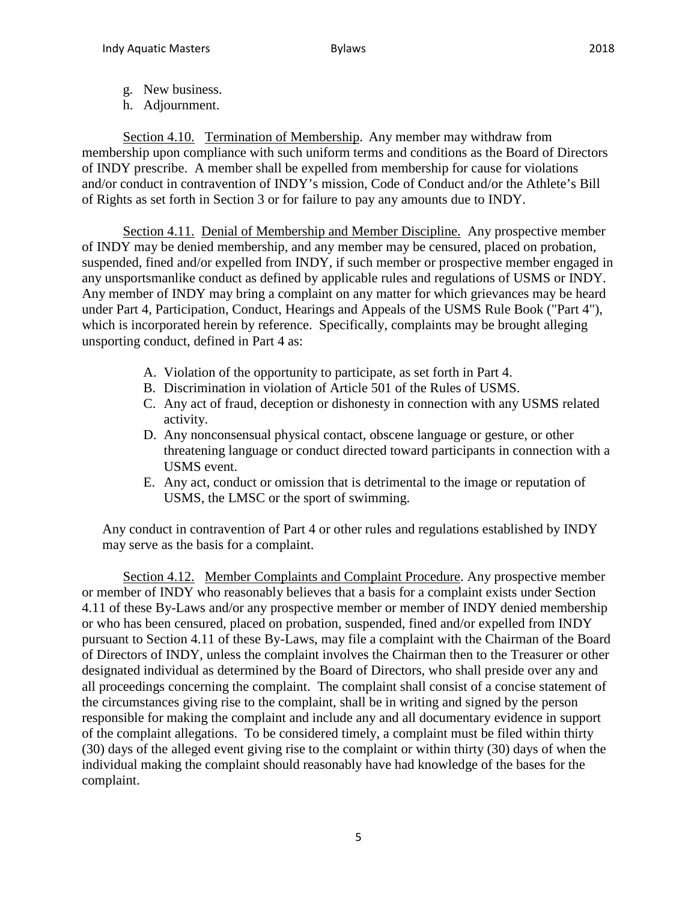g. New business.
h. Adjournment.

Section 4.10. Termination of Membership. Any member may withdraw from membership upon compliance with such uniform terms and conditions as the Board of Directors of INDY prescribe. A member shall be expelled from membership for cause for violations and/or conduct in contravention of INDY's mission, Code of Conduct and/or the Athlete's Bill of Rights as set forth in Section 3 or for failure to pay any amounts due to INDY.

Section 4.11. Denial of Membership and Member Discipline. Any prospective member of INDY may be denied membership, and any member may be censured, placed on probation, suspended, fined and/or expelled from INDY, if such member or prospective member engaged in any unsportsmanlike conduct as defined by applicable rules and regulations of USMS or INDY. Any member of INDY may bring a complaint on any matter for which grievances may be heard under Part 4, Participation, Conduct, Hearings and Appeals of the USMS Rule Book ("Part 4"), which is incorporated herein by reference. Specifically, complaints may be brought alleging unsporting conduct, defined in Part 4 as:

A. Violation of the opportunity to participate, as set forth in Part 4.
B. Discrimination in violation of Article 501 of the Rules of USMS.
C. Any act of fraud, deception or dishonesty in connection with any USMS related activity.
D. Any nonconsensual physical contact, obscene language or gesture, or other threatening language or conduct directed toward participants in connection with a USMS event.
E. Any act, conduct or omission that is detrimental to the image or reputation of USMS, the LMSC or the sport of swimming.

Any conduct in contravention of Part 4 or other rules and regulations established by INDY may serve as the basis for a complaint.

Section 4.12. Member Complaints and Complaint Procedure. Any prospective member or member of INDY who reasonably believes that a basis for a complaint exists under Section 4.11 of these By-Laws and/or any prospective member or member of INDY denied membership or who has been censured, placed on probation, suspended, fined and/or expelled from INDY pursuant to Section 4.11 of these By-Laws, may file a complaint with the Chairman of the Board of Directors of INDY, unless the complaint involves the Chairman then to the Treasurer or other designated individual as determined by the Board of Directors, who shall preside over any and all proceedings concerning the complaint. The complaint shall consist of a concise statement of the circumstances giving rise to the complaint, shall be in writing and signed by the person responsible for making the complaint and include any and all documentary evidence in support of the complaint allegations. To be considered timely, a complaint must be filed within thirty (30) days of the alleged event giving rise to the complaint or within thirty (30) days of when the individual making the complaint should reasonably have had knowledge of the bases for the complaint.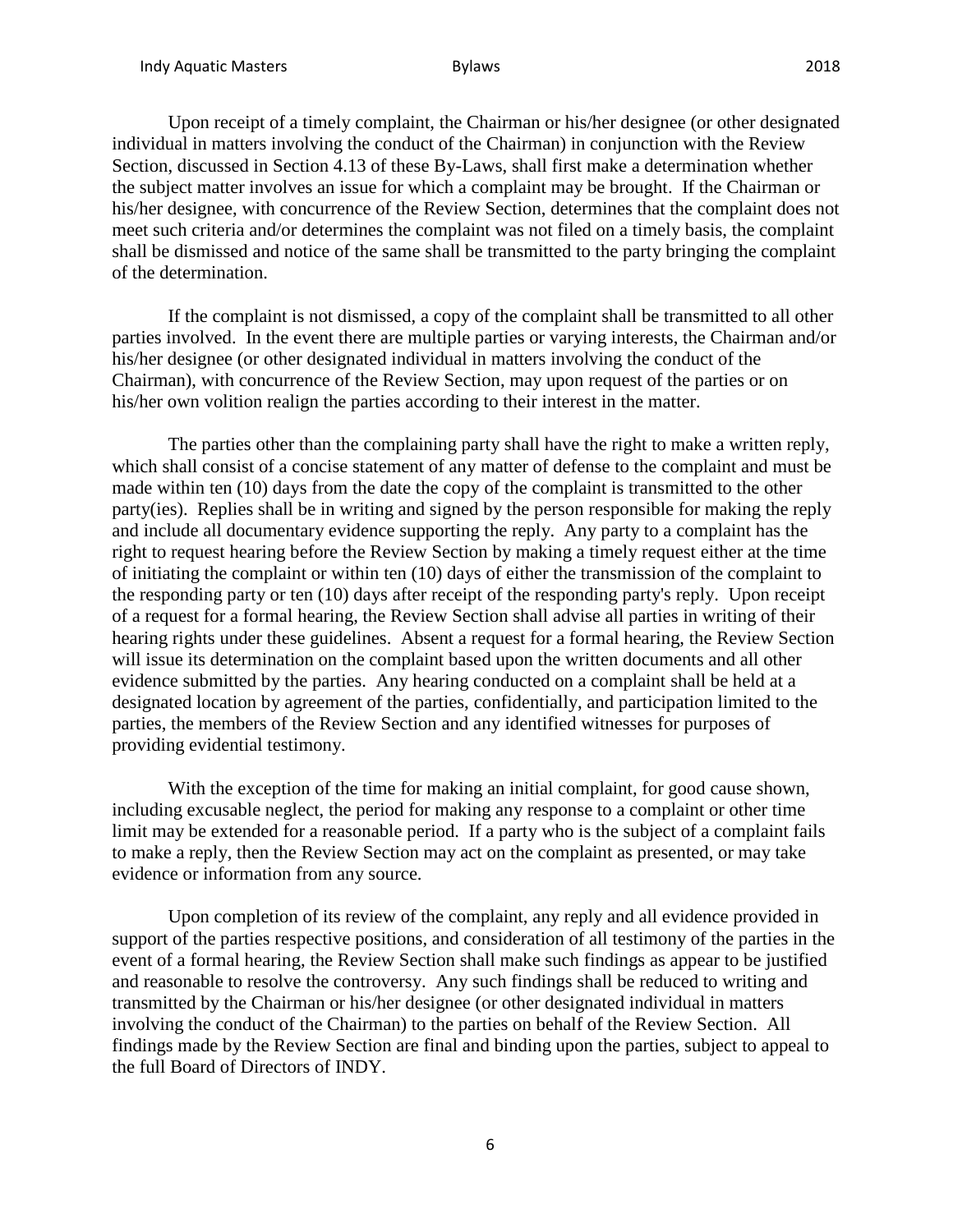Upon receipt of a timely complaint, the Chairman or his/her designee (or other designated individual in matters involving the conduct of the Chairman) in conjunction with the Review Section, discussed in Section 4.13 of these By-Laws, shall first make a determination whether the subject matter involves an issue for which a complaint may be brought. If the Chairman or his/her designee, with concurrence of the Review Section, determines that the complaint does not meet such criteria and/or determines the complaint was not filed on a timely basis, the complaint shall be dismissed and notice of the same shall be transmitted to the party bringing the complaint of the determination.

If the complaint is not dismissed, a copy of the complaint shall be transmitted to all other parties involved. In the event there are multiple parties or varying interests, the Chairman and/or his/her designee (or other designated individual in matters involving the conduct of the Chairman), with concurrence of the Review Section, may upon request of the parties or on his/her own volition realign the parties according to their interest in the matter.

The parties other than the complaining party shall have the right to make a written reply, which shall consist of a concise statement of any matter of defense to the complaint and must be made within ten (10) days from the date the copy of the complaint is transmitted to the other party(ies). Replies shall be in writing and signed by the person responsible for making the reply and include all documentary evidence supporting the reply. Any party to a complaint has the right to request hearing before the Review Section by making a timely request either at the time of initiating the complaint or within ten (10) days of either the transmission of the complaint to the responding party or ten (10) days after receipt of the responding party's reply. Upon receipt of a request for a formal hearing, the Review Section shall advise all parties in writing of their hearing rights under these guidelines. Absent a request for a formal hearing, the Review Section will issue its determination on the complaint based upon the written documents and all other evidence submitted by the parties. Any hearing conducted on a complaint shall be held at a designated location by agreement of the parties, confidentially, and participation limited to the parties, the members of the Review Section and any identified witnesses for purposes of providing evidential testimony.

With the exception of the time for making an initial complaint, for good cause shown, including excusable neglect, the period for making any response to a complaint or other time limit may be extended for a reasonable period. If a party who is the subject of a complaint fails to make a reply, then the Review Section may act on the complaint as presented, or may take evidence or information from any source.

Upon completion of its review of the complaint, any reply and all evidence provided in support of the parties respective positions, and consideration of all testimony of the parties in the event of a formal hearing, the Review Section shall make such findings as appear to be justified and reasonable to resolve the controversy. Any such findings shall be reduced to writing and transmitted by the Chairman or his/her designee (or other designated individual in matters involving the conduct of the Chairman) to the parties on behalf of the Review Section. All findings made by the Review Section are final and binding upon the parties, subject to appeal to the full Board of Directors of INDY.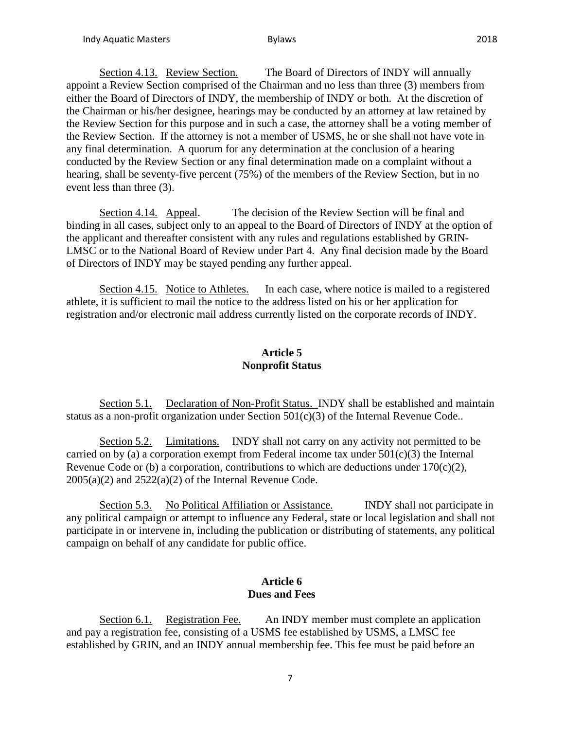Section 4.13. Review Section. The Board of Directors of INDY will annually appoint a Review Section comprised of the Chairman and no less than three (3) members from either the Board of Directors of INDY, the membership of INDY or both. At the discretion of the Chairman or his/her designee, hearings may be conducted by an attorney at law retained by the Review Section for this purpose and in such a case, the attorney shall be a voting member of the Review Section. If the attorney is not a member of USMS, he or she shall not have vote in any final determination. A quorum for any determination at the conclusion of a hearing conducted by the Review Section or any final determination made on a complaint without a hearing, shall be seventy-five percent (75%) of the members of the Review Section, but in no event less than three (3).

Section 4.14. Appeal. The decision of the Review Section will be final and binding in all cases, subject only to an appeal to the Board of Directors of INDY at the option of the applicant and thereafter consistent with any rules and regulations established by GRIN-LMSC or to the National Board of Review under Part 4. Any final decision made by the Board of Directors of INDY may be stayed pending any further appeal.

Section 4.15. Notice to Athletes. In each case, where notice is mailed to a registered athlete, it is sufficient to mail the notice to the address listed on his or her application for registration and/or electronic mail address currently listed on the corporate records of INDY.

## Article 5
## Nonprofit Status

Section 5.1. Declaration of Non-Profit Status. INDY shall be established and maintain status as a non-profit organization under Section 501(c)(3) of the Internal Revenue Code..

Section 5.2. Limitations. INDY shall not carry on any activity not permitted to be carried on by (a) a corporation exempt from Federal income tax under 501(c)(3) the Internal Revenue Code or (b) a corporation, contributions to which are deductions under 170(c)(2), 2005(a)(2) and 2522(a)(2) of the Internal Revenue Code.

Section 5.3. No Political Affiliation or Assistance. INDY shall not participate in any political campaign or attempt to influence any Federal, state or local legislation and shall not participate in or intervene in, including the publication or distributing of statements, any political campaign on behalf of any candidate for public office.

## Article 6
## Dues and Fees

Section 6.1. Registration Fee. An INDY member must complete an application and pay a registration fee, consisting of a USMS fee established by USMS, a LMSC fee established by GRIN, and an INDY annual membership fee. This fee must be paid before an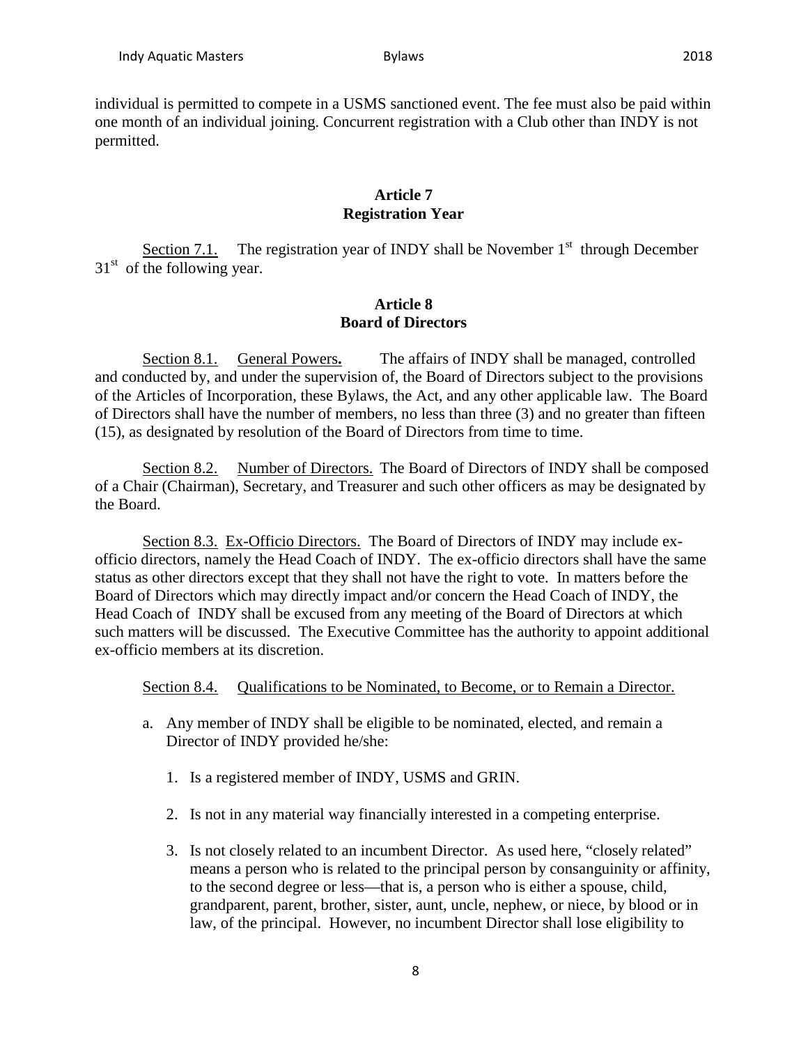individual is permitted to compete in a USMS sanctioned event. The fee must also be paid within one month of an individual joining. Concurrent registration with a Club other than INDY is not permitted.

## Article 7
## Registration Year

Section 7.1. The registration year of INDY shall be November 1st through December 31st of the following year.

## Article 8
## Board of Directors

Section 8.1. General Powers**.** The affairs of INDY shall be managed, controlled and conducted by, and under the supervision of, the Board of Directors subject to the provisions of the Articles of Incorporation, these Bylaws, the Act, and any other applicable law. The Board of Directors shall have the number of members, no less than three (3) and no greater than fifteen (15), as designated by resolution of the Board of Directors from time to time.

Section 8.2. Number of Directors. The Board of Directors of INDY shall be composed of a Chair (Chairman), Secretary, and Treasurer and such other officers as may be designated by the Board.

Section 8.3. Ex-Officio Directors. The Board of Directors of INDY may include ex-officio directors, namely the Head Coach of INDY. The ex-officio directors shall have the same status as other directors except that they shall not have the right to vote. In matters before the Board of Directors which may directly impact and/or concern the Head Coach of INDY, the Head Coach of INDY shall be excused from any meeting of the Board of Directors at which such matters will be discussed. The Executive Committee has the authority to appoint additional ex-officio members at its discretion.

Section 8.4. Qualifications to be Nominated, to Become, or to Remain a Director.

a. Any member of INDY shall be eligible to be nominated, elected, and remain a Director of INDY provided he/she:

   1. Is a registered member of INDY, USMS and GRIN.

   2. Is not in any material way financially interested in a competing enterprise.

   3. Is not closely related to an incumbent Director. As used here, "closely related" means a person who is related to the principal person by consanguinity or affinity, to the second degree or less—that is, a person who is either a spouse, child, grandparent, parent, brother, sister, aunt, uncle, nephew, or niece, by blood or in law, of the principal. However, no incumbent Director shall lose eligibility to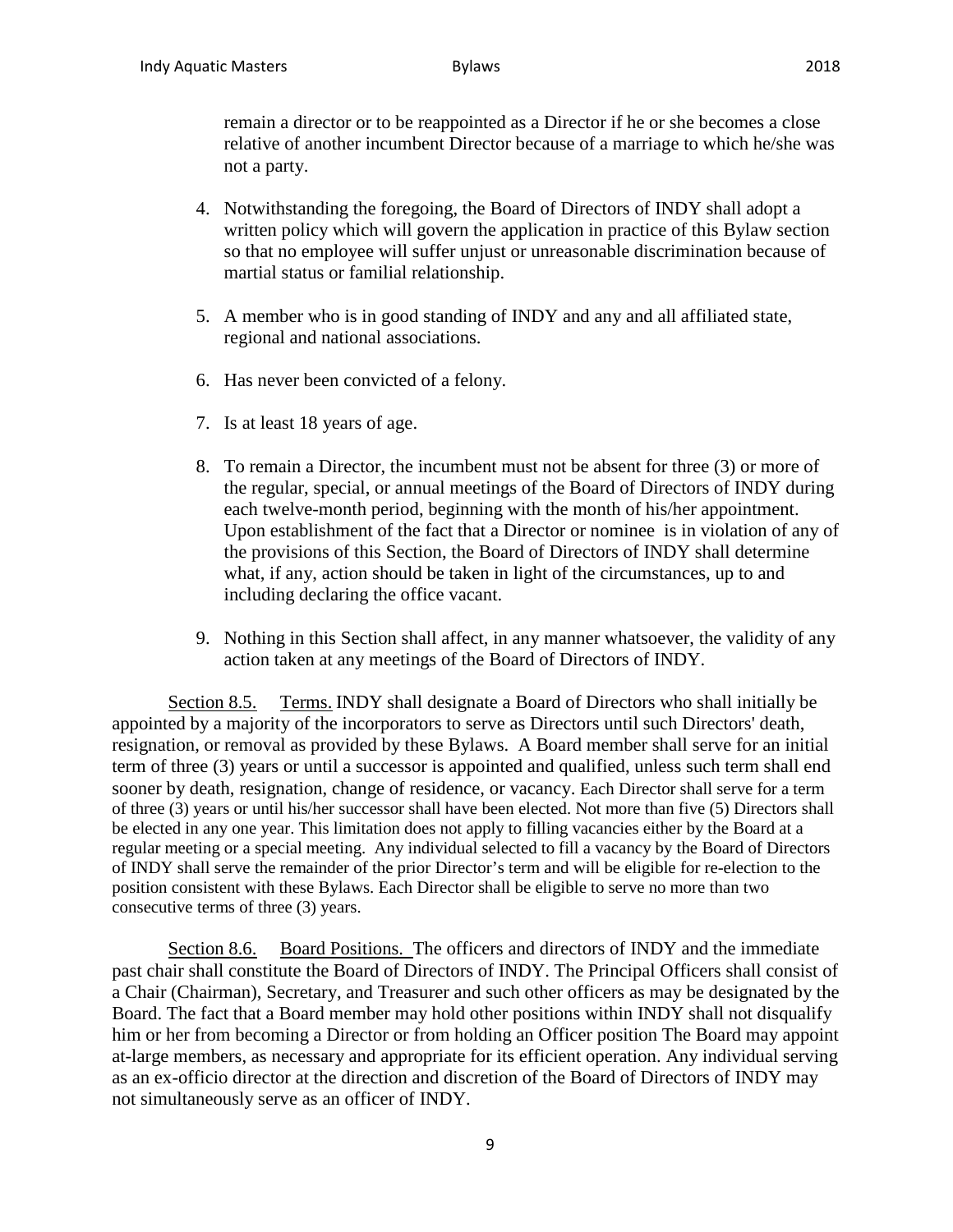remain a director or to be reappointed as a Director if he or she becomes a close relative of another incumbent Director because of a marriage to which he/she was not a party.

4. Notwithstanding the foregoing, the Board of Directors of INDY shall adopt a written policy which will govern the application in practice of this Bylaw section so that no employee will suffer unjust or unreasonable discrimination because of martial status or familial relationship.

5. A member who is in good standing of INDY and any and all affiliated state, regional and national associations.

6. Has never been convicted of a felony.

7. Is at least 18 years of age.

8. To remain a Director, the incumbent must not be absent for three (3) or more of the regular, special, or annual meetings of the Board of Directors of INDY during each twelve-month period, beginning with the month of his/her appointment. Upon establishment of the fact that a Director or nominee is in violation of any of the provisions of this Section, the Board of Directors of INDY shall determine what, if any, action should be taken in light of the circumstances, up to and including declaring the office vacant.

9. Nothing in this Section shall affect, in any manner whatsoever, the validity of any action taken at any meetings of the Board of Directors of INDY.

Section 8.5. Terms. INDY shall designate a Board of Directors who shall initially be appointed by a majority of the incorporators to serve as Directors until such Directors' death, resignation, or removal as provided by these Bylaws. A Board member shall serve for an initial term of three (3) years or until a successor is appointed and qualified, unless such term shall end sooner by death, resignation, change of residence, or vacancy. Each Director shall serve for a term of three (3) years or until his/her successor shall have been elected. Not more than five (5) Directors shall be elected in any one year. This limitation does not apply to filling vacancies either by the Board at a regular meeting or a special meeting. Any individual selected to fill a vacancy by the Board of Directors of INDY shall serve the remainder of the prior Director's term and will be eligible for re-election to the position consistent with these Bylaws. Each Director shall be eligible to serve no more than two consecutive terms of three (3) years.

Section 8.6. Board Positions. The officers and directors of INDY and the immediate past chair shall constitute the Board of Directors of INDY. The Principal Officers shall consist of a Chair (Chairman), Secretary, and Treasurer and such other officers as may be designated by the Board. The fact that a Board member may hold other positions within INDY shall not disqualify him or her from becoming a Director or from holding an Officer position The Board may appoint at-large members, as necessary and appropriate for its efficient operation. Any individual serving as an ex-officio director at the direction and discretion of the Board of Directors of INDY may not simultaneously serve as an officer of INDY.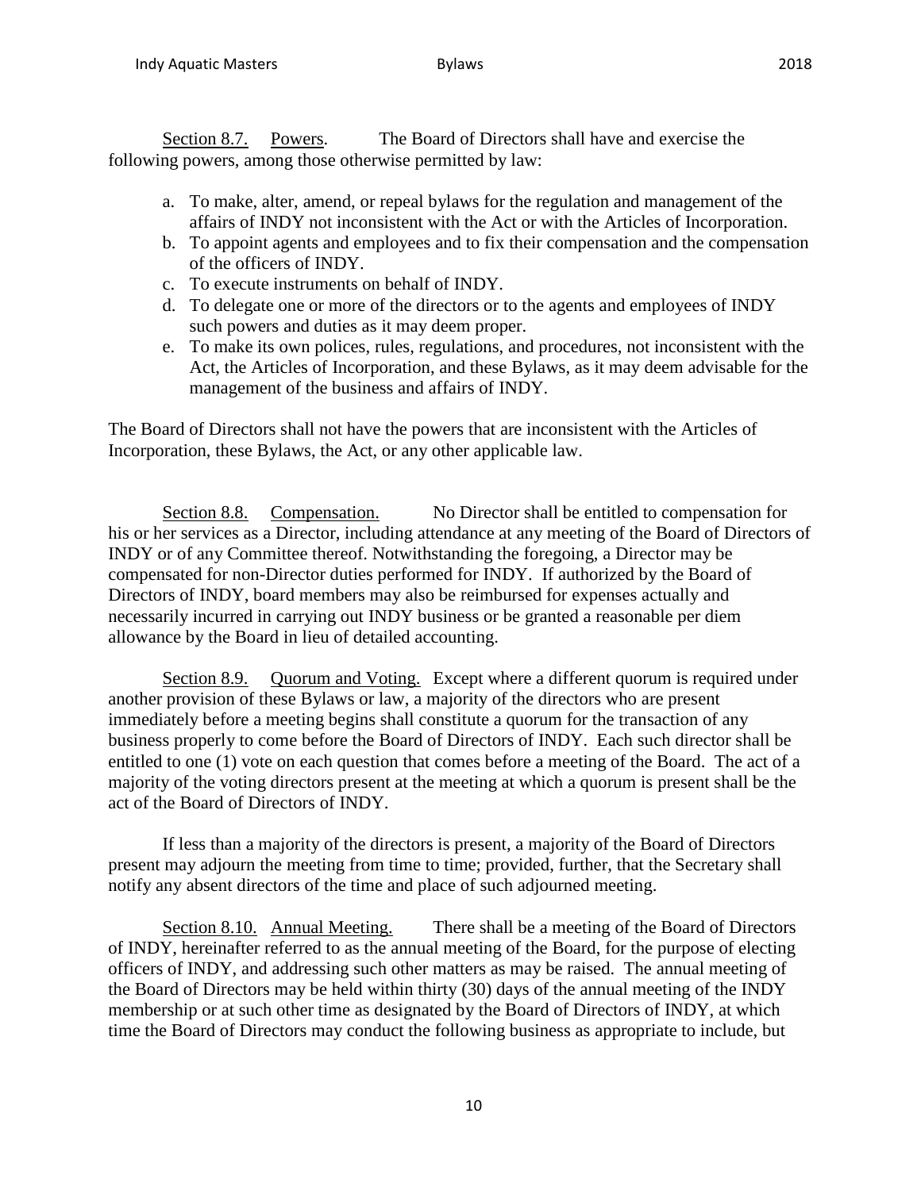Section 8.7. Powers. The Board of Directors shall have and exercise the following powers, among those otherwise permitted by law:

a. To make, alter, amend, or repeal bylaws for the regulation and management of the affairs of INDY not inconsistent with the Act or with the Articles of Incorporation.
b. To appoint agents and employees and to fix their compensation and the compensation of the officers of INDY.
c. To execute instruments on behalf of INDY.
d. To delegate one or more of the directors or to the agents and employees of INDY such powers and duties as it may deem proper.
e. To make its own polices, rules, regulations, and procedures, not inconsistent with the Act, the Articles of Incorporation, and these Bylaws, as it may deem advisable for the management of the business and affairs of INDY.

The Board of Directors shall not have the powers that are inconsistent with the Articles of Incorporation, these Bylaws, the Act, or any other applicable law.

Section 8.8. Compensation. No Director shall be entitled to compensation for his or her services as a Director, including attendance at any meeting of the Board of Directors of INDY or of any Committee thereof. Notwithstanding the foregoing, a Director may be compensated for non-Director duties performed for INDY. If authorized by the Board of Directors of INDY, board members may also be reimbursed for expenses actually and necessarily incurred in carrying out INDY business or be granted a reasonable per diem allowance by the Board in lieu of detailed accounting.

Section 8.9. Quorum and Voting. Except where a different quorum is required under another provision of these Bylaws or law, a majority of the directors who are present immediately before a meeting begins shall constitute a quorum for the transaction of any business properly to come before the Board of Directors of INDY. Each such director shall be entitled to one (1) vote on each question that comes before a meeting of the Board. The act of a majority of the voting directors present at the meeting at which a quorum is present shall be the act of the Board of Directors of INDY.

If less than a majority of the directors is present, a majority of the Board of Directors present may adjourn the meeting from time to time; provided, further, that the Secretary shall notify any absent directors of the time and place of such adjourned meeting.

Section 8.10. Annual Meeting. There shall be a meeting of the Board of Directors of INDY, hereinafter referred to as the annual meeting of the Board, for the purpose of electing officers of INDY, and addressing such other matters as may be raised. The annual meeting of the Board of Directors may be held within thirty (30) days of the annual meeting of the INDY membership or at such other time as designated by the Board of Directors of INDY, at which time the Board of Directors may conduct the following business as appropriate to include, but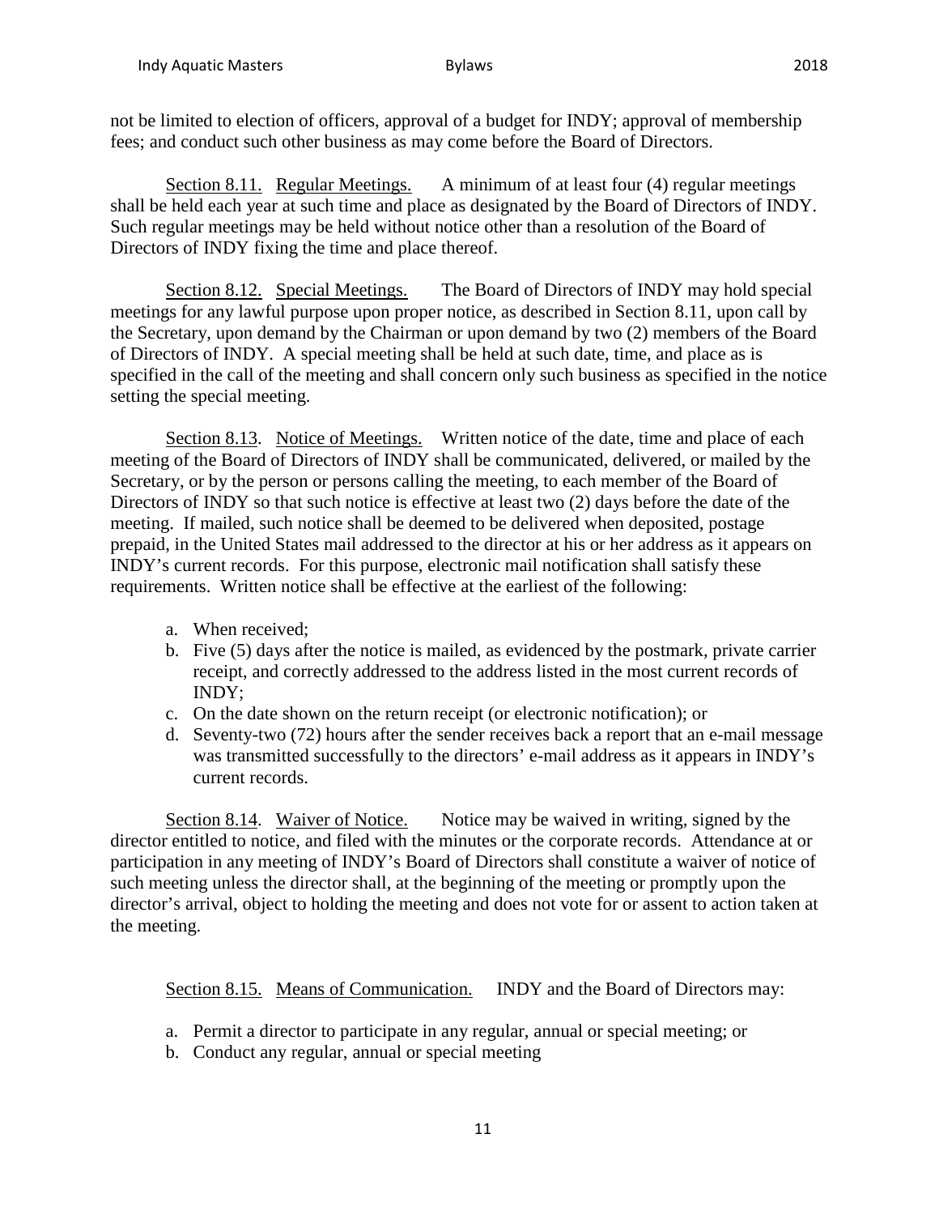not be limited to election of officers, approval of a budget for INDY; approval of membership fees; and conduct such other business as may come before the Board of Directors.

Section 8.11. Regular Meetings. A minimum of at least four (4) regular meetings shall be held each year at such time and place as designated by the Board of Directors of INDY. Such regular meetings may be held without notice other than a resolution of the Board of Directors of INDY fixing the time and place thereof.

Section 8.12. Special Meetings. The Board of Directors of INDY may hold special meetings for any lawful purpose upon proper notice, as described in Section 8.11, upon call by the Secretary, upon demand by the Chairman or upon demand by two (2) members of the Board of Directors of INDY. A special meeting shall be held at such date, time, and place as is specified in the call of the meeting and shall concern only such business as specified in the notice setting the special meeting.

Section 8.13. Notice of Meetings. Written notice of the date, time and place of each meeting of the Board of Directors of INDY shall be communicated, delivered, or mailed by the Secretary, or by the person or persons calling the meeting, to each member of the Board of Directors of INDY so that such notice is effective at least two (2) days before the date of the meeting. If mailed, such notice shall be deemed to be delivered when deposited, postage prepaid, in the United States mail addressed to the director at his or her address as it appears on INDY's current records. For this purpose, electronic mail notification shall satisfy these requirements. Written notice shall be effective at the earliest of the following:

a. When received;
b. Five (5) days after the notice is mailed, as evidenced by the postmark, private carrier receipt, and correctly addressed to the address listed in the most current records of INDY;
c. On the date shown on the return receipt (or electronic notification); or
d. Seventy-two (72) hours after the sender receives back a report that an e-mail message was transmitted successfully to the directors' e-mail address as it appears in INDY's current records.

Section 8.14. Waiver of Notice. Notice may be waived in writing, signed by the director entitled to notice, and filed with the minutes or the corporate records. Attendance at or participation in any meeting of INDY's Board of Directors shall constitute a waiver of notice of such meeting unless the director shall, at the beginning of the meeting or promptly upon the director's arrival, object to holding the meeting and does not vote for or assent to action taken at the meeting.

Section 8.15. Means of Communication. INDY and the Board of Directors may:

a. Permit a director to participate in any regular, annual or special meeting; or
b. Conduct any regular, annual or special meeting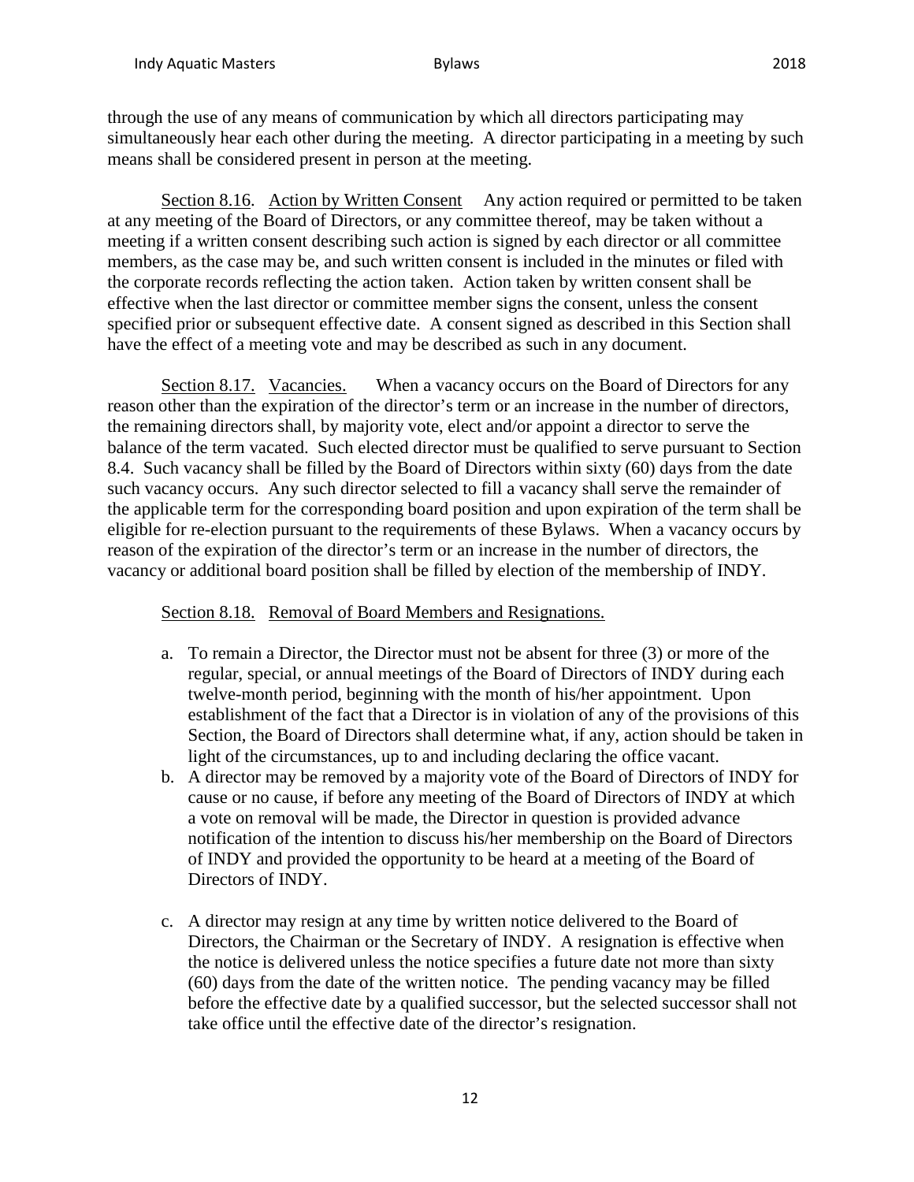through the use of any means of communication by which all directors participating may simultaneously hear each other during the meeting. A director participating in a meeting by such means shall be considered present in person at the meeting.

Section 8.16. Action by Written Consent Any action required or permitted to be taken at any meeting of the Board of Directors, or any committee thereof, may be taken without a meeting if a written consent describing such action is signed by each director or all committee members, as the case may be, and such written consent is included in the minutes or filed with the corporate records reflecting the action taken. Action taken by written consent shall be effective when the last director or committee member signs the consent, unless the consent specified prior or subsequent effective date. A consent signed as described in this Section shall have the effect of a meeting vote and may be described as such in any document.

Section 8.17. Vacancies. When a vacancy occurs on the Board of Directors for any reason other than the expiration of the director's term or an increase in the number of directors, the remaining directors shall, by majority vote, elect and/or appoint a director to serve the balance of the term vacated. Such elected director must be qualified to serve pursuant to Section 8.4. Such vacancy shall be filled by the Board of Directors within sixty (60) days from the date such vacancy occurs. Any such director selected to fill a vacancy shall serve the remainder of the applicable term for the corresponding board position and upon expiration of the term shall be eligible for re-election pursuant to the requirements of these Bylaws. When a vacancy occurs by reason of the expiration of the director's term or an increase in the number of directors, the vacancy or additional board position shall be filled by election of the membership of INDY.

Section 8.18. Removal of Board Members and Resignations.

a. To remain a Director, the Director must not be absent for three (3) or more of the regular, special, or annual meetings of the Board of Directors of INDY during each twelve-month period, beginning with the month of his/her appointment. Upon establishment of the fact that a Director is in violation of any of the provisions of this Section, the Board of Directors shall determine what, if any, action should be taken in light of the circumstances, up to and including declaring the office vacant.
b. A director may be removed by a majority vote of the Board of Directors of INDY for cause or no cause, if before any meeting of the Board of Directors of INDY at which a vote on removal will be made, the Director in question is provided advance notification of the intention to discuss his/her membership on the Board of Directors of INDY and provided the opportunity to be heard at a meeting of the Board of Directors of INDY.
c. A director may resign at any time by written notice delivered to the Board of Directors, the Chairman or the Secretary of INDY. A resignation is effective when the notice is delivered unless the notice specifies a future date not more than sixty (60) days from the date of the written notice. The pending vacancy may be filled before the effective date by a qualified successor, but the selected successor shall not take office until the effective date of the director's resignation.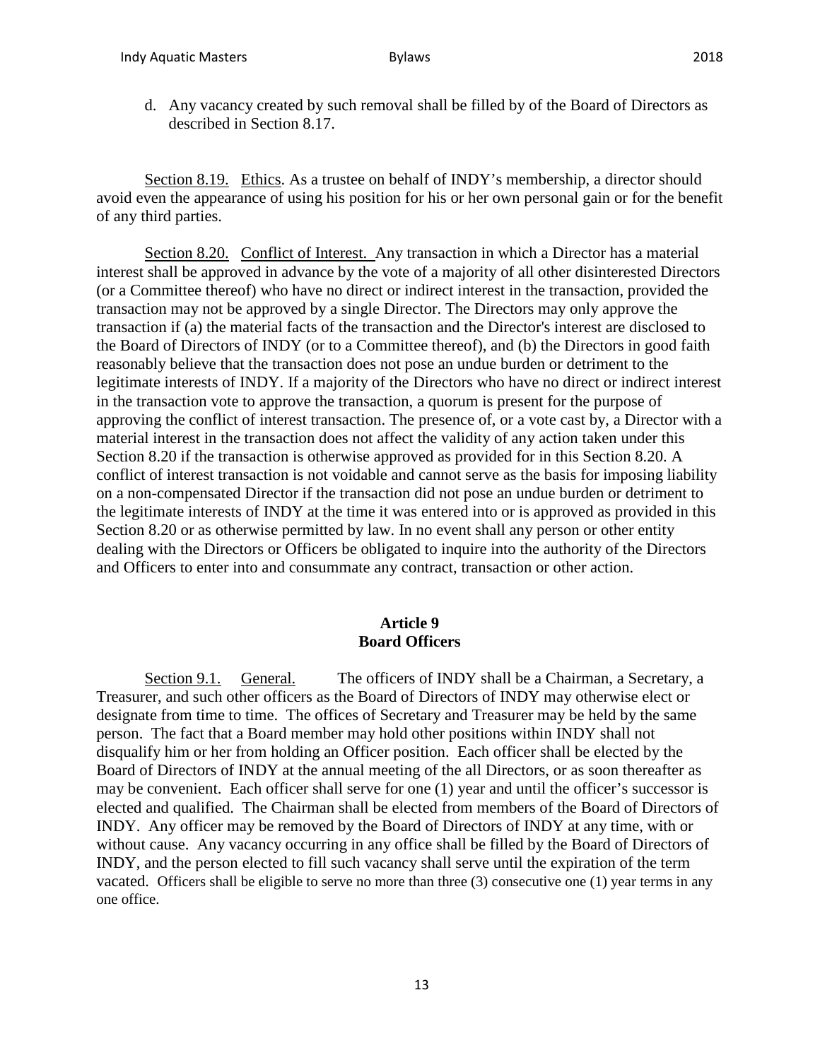d. Any vacancy created by such removal shall be filled by of the Board of Directors as described in Section 8.17.

Section 8.19. Ethics. As a trustee on behalf of INDY's membership, a director should avoid even the appearance of using his position for his or her own personal gain or for the benefit of any third parties.

Section 8.20. Conflict of Interest. Any transaction in which a Director has a material interest shall be approved in advance by the vote of a majority of all other disinterested Directors (or a Committee thereof) who have no direct or indirect interest in the transaction, provided the transaction may not be approved by a single Director. The Directors may only approve the transaction if (a) the material facts of the transaction and the Director's interest are disclosed to the Board of Directors of INDY (or to a Committee thereof), and (b) the Directors in good faith reasonably believe that the transaction does not pose an undue burden or detriment to the legitimate interests of INDY. If a majority of the Directors who have no direct or indirect interest in the transaction vote to approve the transaction, a quorum is present for the purpose of approving the conflict of interest transaction. The presence of, or a vote cast by, a Director with a material interest in the transaction does not affect the validity of any action taken under this Section 8.20 if the transaction is otherwise approved as provided for in this Section 8.20. A conflict of interest transaction is not voidable and cannot serve as the basis for imposing liability on a non-compensated Director if the transaction did not pose an undue burden or detriment to the legitimate interests of INDY at the time it was entered into or is approved as provided in this Section 8.20 or as otherwise permitted by law. In no event shall any person or other entity dealing with the Directors or Officers be obligated to inquire into the authority of the Directors and Officers to enter into and consummate any contract, transaction or other action.

## Article 9
## Board Officers

Section 9.1. General. The officers of INDY shall be a Chairman, a Secretary, a Treasurer, and such other officers as the Board of Directors of INDY may otherwise elect or designate from time to time. The offices of Secretary and Treasurer may be held by the same person. The fact that a Board member may hold other positions within INDY shall not disqualify him or her from holding an Officer position. Each officer shall be elected by the Board of Directors of INDY at the annual meeting of the all Directors, or as soon thereafter as may be convenient. Each officer shall serve for one (1) year and until the officer's successor is elected and qualified. The Chairman shall be elected from members of the Board of Directors of INDY. Any officer may be removed by the Board of Directors of INDY at any time, with or without cause. Any vacancy occurring in any office shall be filled by the Board of Directors of INDY, and the person elected to fill such vacancy shall serve until the expiration of the term vacated. Officers shall be eligible to serve no more than three (3) consecutive one (1) year terms in any one office.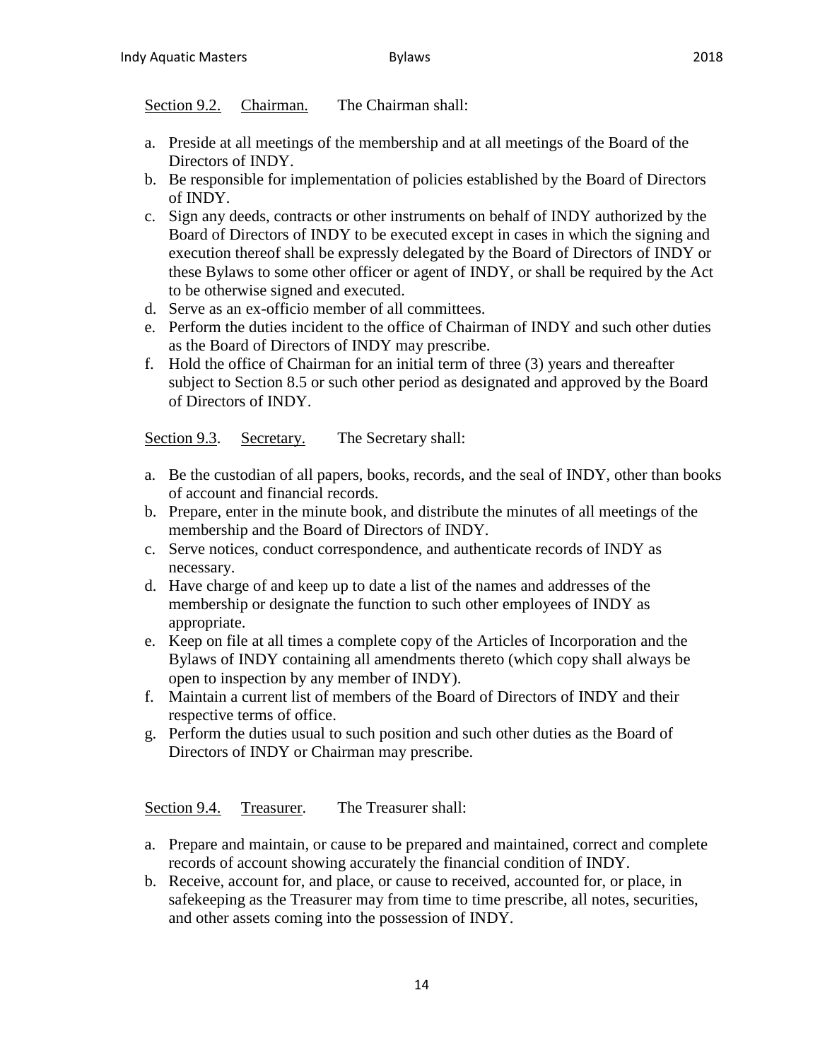<u>Section 9.2.</u> <u>Chairman.</u> The Chairman shall:

a. Preside at all meetings of the membership and at all meetings of the Board of the Directors of INDY.
b. Be responsible for implementation of policies established by the Board of Directors of INDY.
c. Sign any deeds, contracts or other instruments on behalf of INDY authorized by the Board of Directors of INDY to be executed except in cases in which the signing and execution thereof shall be expressly delegated by the Board of Directors of INDY or these Bylaws to some other officer or agent of INDY, or shall be required by the Act to be otherwise signed and executed.
d. Serve as an ex-officio member of all committees.
e. Perform the duties incident to the office of Chairman of INDY and such other duties as the Board of Directors of INDY may prescribe.
f. Hold the office of Chairman for an initial term of three (3) years and thereafter subject to Section 8.5 or such other period as designated and approved by the Board of Directors of INDY.

<u>Section 9.3</u>. <u>Secretary.</u> The Secretary shall:

a. Be the custodian of all papers, books, records, and the seal of INDY, other than books of account and financial records.
b. Prepare, enter in the minute book, and distribute the minutes of all meetings of the membership and the Board of Directors of INDY.
c. Serve notices, conduct correspondence, and authenticate records of INDY as necessary.
d. Have charge of and keep up to date a list of the names and addresses of the membership or designate the function to such other employees of INDY as appropriate.
e. Keep on file at all times a complete copy of the Articles of Incorporation and the Bylaws of INDY containing all amendments thereto (which copy shall always be open to inspection by any member of INDY).
f. Maintain a current list of members of the Board of Directors of INDY and their respective terms of office.
g. Perform the duties usual to such position and such other duties as the Board of Directors of INDY or Chairman may prescribe.

<u>Section 9.4.</u> <u>Treasurer</u>. The Treasurer shall:

a. Prepare and maintain, or cause to be prepared and maintained, correct and complete records of account showing accurately the financial condition of INDY.
b. Receive, account for, and place, or cause to received, accounted for, or place, in safekeeping as the Treasurer may from time to time prescribe, all notes, securities, and other assets coming into the possession of INDY.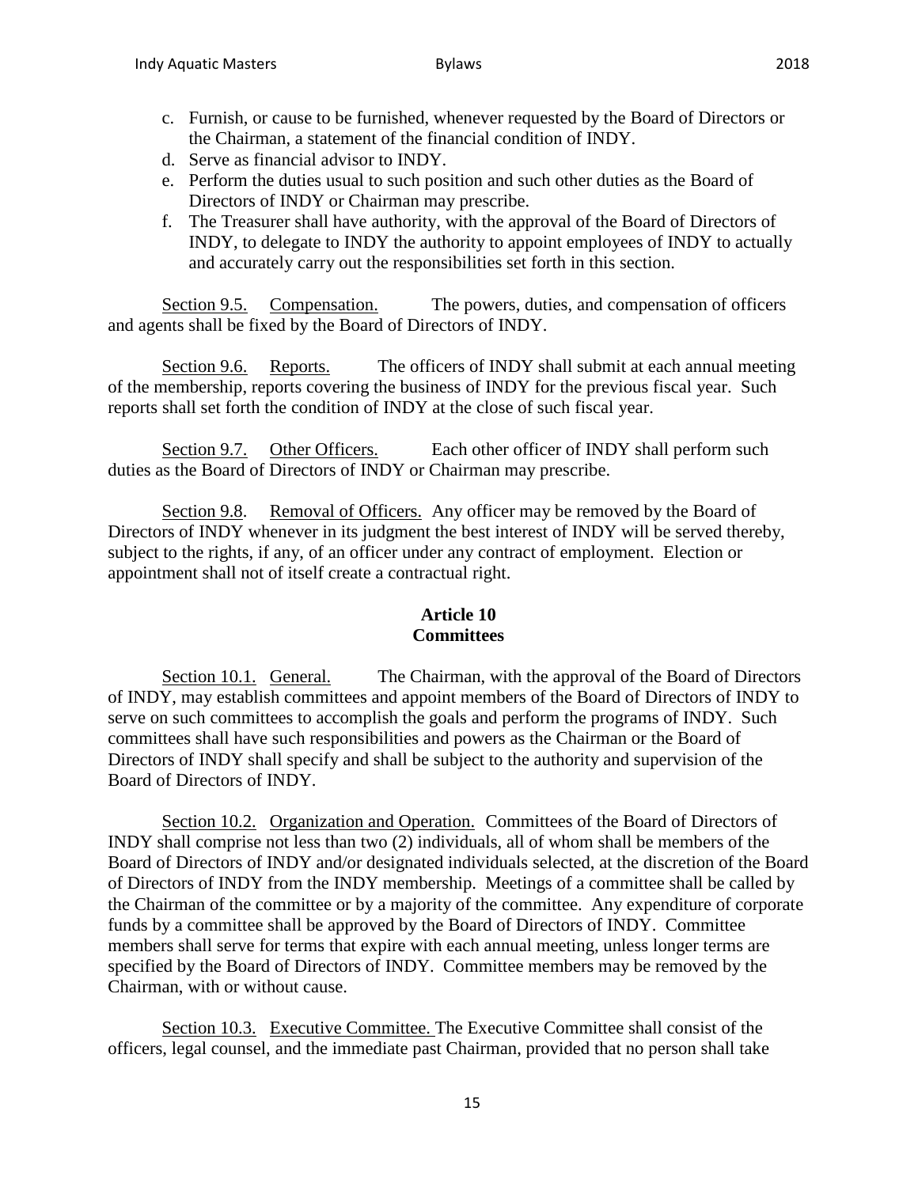c. Furnish, or cause to be furnished, whenever requested by the Board of Directors or the Chairman, a statement of the financial condition of INDY.
d. Serve as financial advisor to INDY.
e. Perform the duties usual to such position and such other duties as the Board of Directors of INDY or Chairman may prescribe.
f. The Treasurer shall have authority, with the approval of the Board of Directors of INDY, to delegate to INDY the authority to appoint employees of INDY to actually and accurately carry out the responsibilities set forth in this section.

Section 9.5. Compensation. The powers, duties, and compensation of officers and agents shall be fixed by the Board of Directors of INDY.

Section 9.6. Reports. The officers of INDY shall submit at each annual meeting of the membership, reports covering the business of INDY for the previous fiscal year. Such reports shall set forth the condition of INDY at the close of such fiscal year.

Section 9.7. Other Officers. Each other officer of INDY shall perform such duties as the Board of Directors of INDY or Chairman may prescribe.

Section 9.8. Removal of Officers. Any officer may be removed by the Board of Directors of INDY whenever in its judgment the best interest of INDY will be served thereby, subject to the rights, if any, of an officer under any contract of employment. Election or appointment shall not of itself create a contractual right.

## Article 10
## Committees

Section 10.1. General. The Chairman, with the approval of the Board of Directors of INDY, may establish committees and appoint members of the Board of Directors of INDY to serve on such committees to accomplish the goals and perform the programs of INDY. Such committees shall have such responsibilities and powers as the Chairman or the Board of Directors of INDY shall specify and shall be subject to the authority and supervision of the Board of Directors of INDY.

Section 10.2. Organization and Operation. Committees of the Board of Directors of INDY shall comprise not less than two (2) individuals, all of whom shall be members of the Board of Directors of INDY and/or designated individuals selected, at the discretion of the Board of Directors of INDY from the INDY membership. Meetings of a committee shall be called by the Chairman of the committee or by a majority of the committee. Any expenditure of corporate funds by a committee shall be approved by the Board of Directors of INDY. Committee members shall serve for terms that expire with each annual meeting, unless longer terms are specified by the Board of Directors of INDY. Committee members may be removed by the Chairman, with or without cause.

Section 10.3. Executive Committee. The Executive Committee shall consist of the officers, legal counsel, and the immediate past Chairman, provided that no person shall take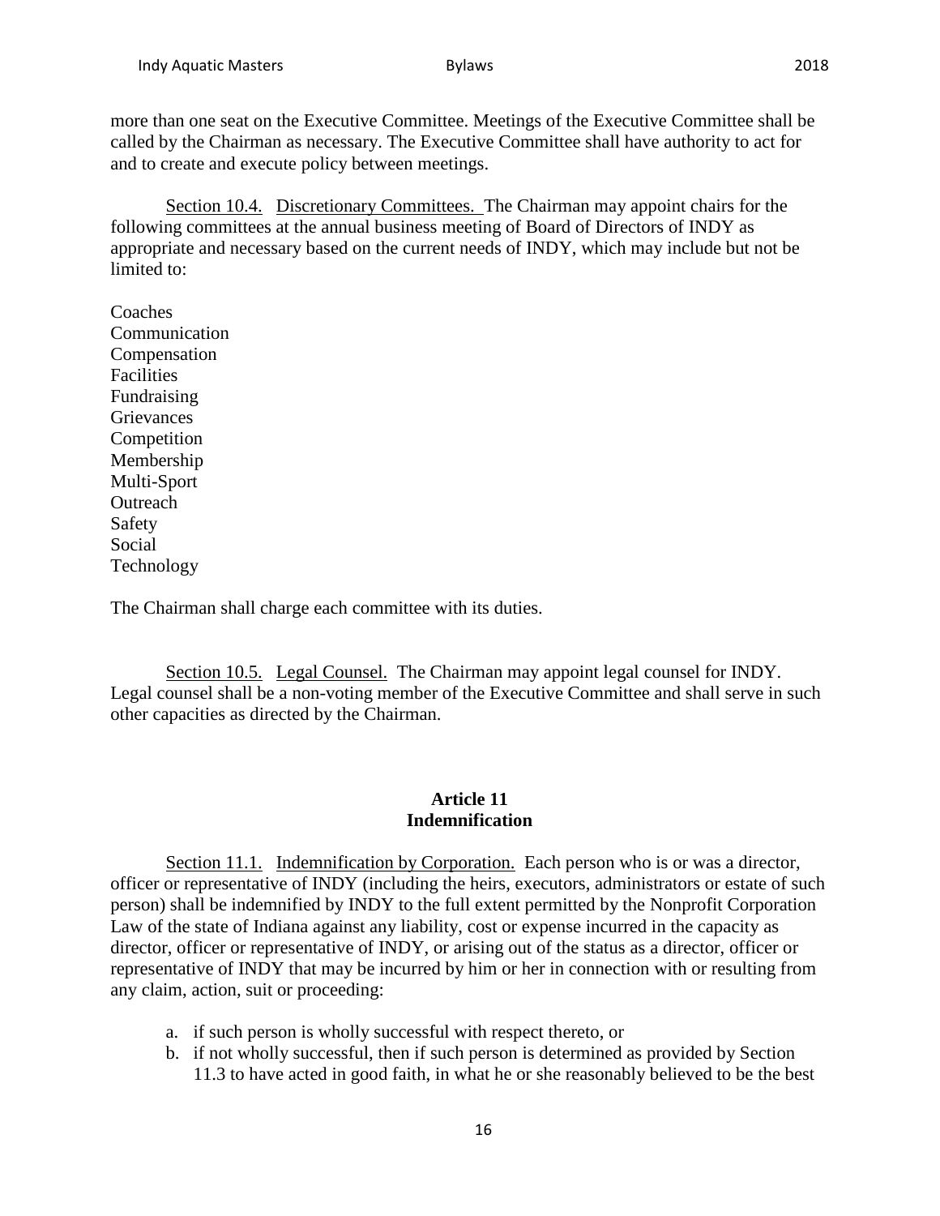more than one seat on the Executive Committee. Meetings of the Executive Committee shall be called by the Chairman as necessary. The Executive Committee shall have authority to act for and to create and execute policy between meetings.

Section 10.4. Discretionary Committees. The Chairman may appoint chairs for the following committees at the annual business meeting of Board of Directors of INDY as appropriate and necessary based on the current needs of INDY, which may include but not be limited to:

Coaches
Communication
Compensation
Facilities
Fundraising
Grievances
Competition
Membership
Multi-Sport
Outreach
Safety
Social
Technology

The Chairman shall charge each committee with its duties.

Section 10.5. Legal Counsel. The Chairman may appoint legal counsel for INDY. Legal counsel shall be a non-voting member of the Executive Committee and shall serve in such other capacities as directed by the Chairman.

## Article 11
## Indemnification

Section 11.1. Indemnification by Corporation. Each person who is or was a director, officer or representative of INDY (including the heirs, executors, administrators or estate of such person) shall be indemnified by INDY to the full extent permitted by the Nonprofit Corporation Law of the state of Indiana against any liability, cost or expense incurred in the capacity as director, officer or representative of INDY, or arising out of the status as a director, officer or representative of INDY that may be incurred by him or her in connection with or resulting from any claim, action, suit or proceeding:

a. if such person is wholly successful with respect thereto, or
b. if not wholly successful, then if such person is determined as provided by Section 11.3 to have acted in good faith, in what he or she reasonably believed to be the best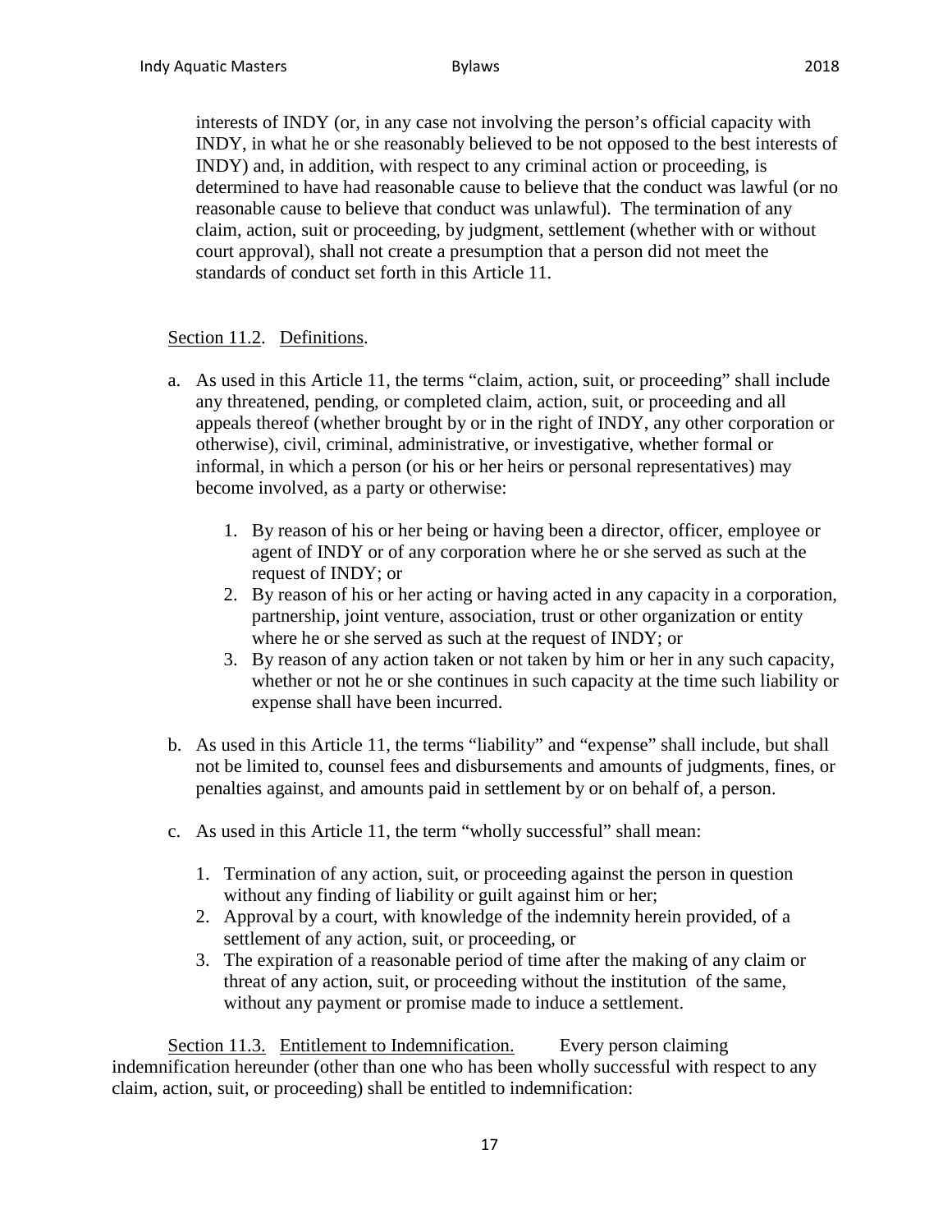interests of INDY (or, in any case not involving the person's official capacity with INDY, in what he or she reasonably believed to be not opposed to the best interests of INDY) and, in addition, with respect to any criminal action or proceeding, is determined to have had reasonable cause to believe that the conduct was lawful (or no reasonable cause to believe that conduct was unlawful). The termination of any claim, action, suit or proceeding, by judgment, settlement (whether with or without court approval), shall not create a presumption that a person did not meet the standards of conduct set forth in this Article 11.

Section 11.2. Definitions.

a. As used in this Article 11, the terms "claim, action, suit, or proceeding" shall include any threatened, pending, or completed claim, action, suit, or proceeding and all appeals thereof (whether brought by or in the right of INDY, any other corporation or otherwise), civil, criminal, administrative, or investigative, whether formal or informal, in which a person (or his or her heirs or personal representatives) may become involved, as a party or otherwise:

   1. By reason of his or her being or having been a director, officer, employee or agent of INDY or of any corporation where he or she served as such at the request of INDY; or
   2. By reason of his or her acting or having acted in any capacity in a corporation, partnership, joint venture, association, trust or other organization or entity where he or she served as such at the request of INDY; or
   3. By reason of any action taken or not taken by him or her in any such capacity, whether or not he or she continues in such capacity at the time such liability or expense shall have been incurred.

b. As used in this Article 11, the terms "liability" and "expense" shall include, but shall not be limited to, counsel fees and disbursements and amounts of judgments, fines, or penalties against, and amounts paid in settlement by or on behalf of, a person.

c. As used in this Article 11, the term "wholly successful" shall mean:

   1. Termination of any action, suit, or proceeding against the person in question without any finding of liability or guilt against him or her;
   2. Approval by a court, with knowledge of the indemnity herein provided, of a settlement of any action, suit, or proceeding, or
   3. The expiration of a reasonable period of time after the making of any claim or threat of any action, suit, or proceeding without the institution of the same, without any payment or promise made to induce a settlement.

Section 11.3. Entitlement to Indemnification. Every person claiming indemnification hereunder (other than one who has been wholly successful with respect to any claim, action, suit, or proceeding) shall be entitled to indemnification: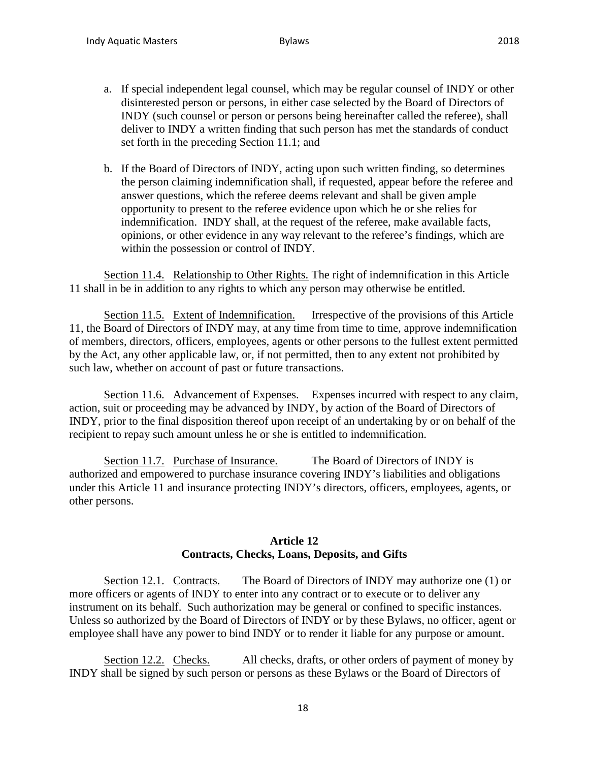a. If special independent legal counsel, which may be regular counsel of INDY or other disinterested person or persons, in either case selected by the Board of Directors of INDY (such counsel or person or persons being hereinafter called the referee), shall deliver to INDY a written finding that such person has met the standards of conduct set forth in the preceding Section 11.1; and

b. If the Board of Directors of INDY, acting upon such written finding, so determines the person claiming indemnification shall, if requested, appear before the referee and answer questions, which the referee deems relevant and shall be given ample opportunity to present to the referee evidence upon which he or she relies for indemnification. INDY shall, at the request of the referee, make available facts, opinions, or other evidence in any way relevant to the referee's findings, which are within the possession or control of INDY.

Section 11.4. Relationship to Other Rights. The right of indemnification in this Article 11 shall in be in addition to any rights to which any person may otherwise be entitled.

Section 11.5. Extent of Indemnification. Irrespective of the provisions of this Article 11, the Board of Directors of INDY may, at any time from time to time, approve indemnification of members, directors, officers, employees, agents or other persons to the fullest extent permitted by the Act, any other applicable law, or, if not permitted, then to any extent not prohibited by such law, whether on account of past or future transactions.

Section 11.6. Advancement of Expenses. Expenses incurred with respect to any claim, action, suit or proceeding may be advanced by INDY, by action of the Board of Directors of INDY, prior to the final disposition thereof upon receipt of an undertaking by or on behalf of the recipient to repay such amount unless he or she is entitled to indemnification.

Section 11.7. Purchase of Insurance. The Board of Directors of INDY is authorized and empowered to purchase insurance covering INDY's liabilities and obligations under this Article 11 and insurance protecting INDY's directors, officers, employees, agents, or other persons.

## Article 12
## Contracts, Checks, Loans, Deposits, and Gifts

Section 12.1. Contracts. The Board of Directors of INDY may authorize one (1) or more officers or agents of INDY to enter into any contract or to execute or to deliver any instrument on its behalf. Such authorization may be general or confined to specific instances. Unless so authorized by the Board of Directors of INDY or by these Bylaws, no officer, agent or employee shall have any power to bind INDY or to render it liable for any purpose or amount.

Section 12.2. Checks. All checks, drafts, or other orders of payment of money by INDY shall be signed by such person or persons as these Bylaws or the Board of Directors of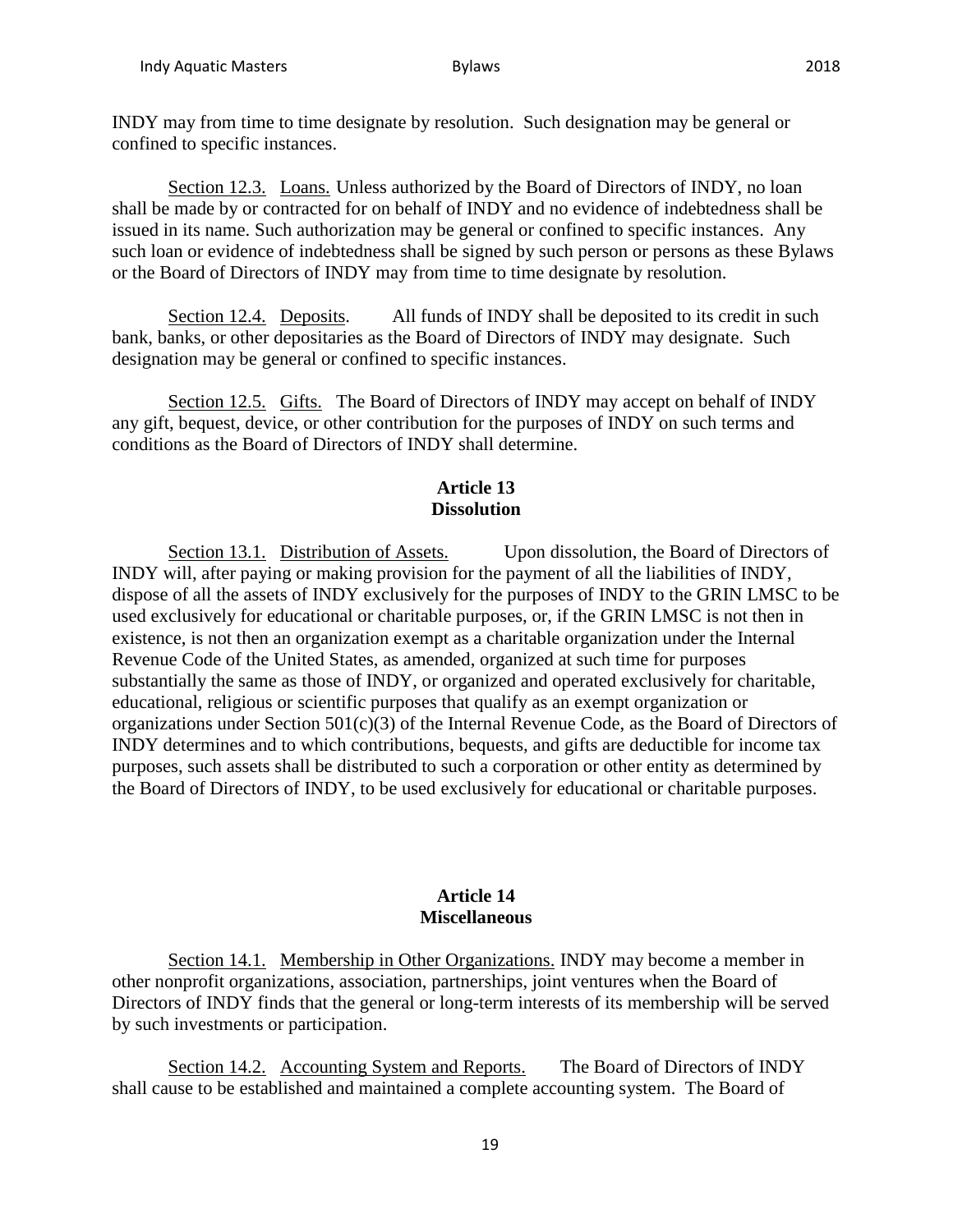INDY may from time to time designate by resolution. Such designation may be general or confined to specific instances.

Section 12.3. Loans. Unless authorized by the Board of Directors of INDY, no loan shall be made by or contracted for on behalf of INDY and no evidence of indebtedness shall be issued in its name. Such authorization may be general or confined to specific instances. Any such loan or evidence of indebtedness shall be signed by such person or persons as these Bylaws or the Board of Directors of INDY may from time to time designate by resolution.

Section 12.4. Deposits. All funds of INDY shall be deposited to its credit in such bank, banks, or other depositaries as the Board of Directors of INDY may designate. Such designation may be general or confined to specific instances.

Section 12.5. Gifts. The Board of Directors of INDY may accept on behalf of INDY any gift, bequest, device, or other contribution for the purposes of INDY on such terms and conditions as the Board of Directors of INDY shall determine.

## Article 13
## Dissolution

Section 13.1. Distribution of Assets. Upon dissolution, the Board of Directors of INDY will, after paying or making provision for the payment of all the liabilities of INDY, dispose of all the assets of INDY exclusively for the purposes of INDY to the GRIN LMSC to be used exclusively for educational or charitable purposes, or, if the GRIN LMSC is not then in existence, is not then an organization exempt as a charitable organization under the Internal Revenue Code of the United States, as amended, organized at such time for purposes substantially the same as those of INDY, or organized and operated exclusively for charitable, educational, religious or scientific purposes that qualify as an exempt organization or organizations under Section 501(c)(3) of the Internal Revenue Code, as the Board of Directors of INDY determines and to which contributions, bequests, and gifts are deductible for income tax purposes, such assets shall be distributed to such a corporation or other entity as determined by the Board of Directors of INDY, to be used exclusively for educational or charitable purposes.

## Article 14
## Miscellaneous

Section 14.1. Membership in Other Organizations. INDY may become a member in other nonprofit organizations, association, partnerships, joint ventures when the Board of Directors of INDY finds that the general or long-term interests of its membership will be served by such investments or participation.

Section 14.2. Accounting System and Reports. The Board of Directors of INDY shall cause to be established and maintained a complete accounting system. The Board of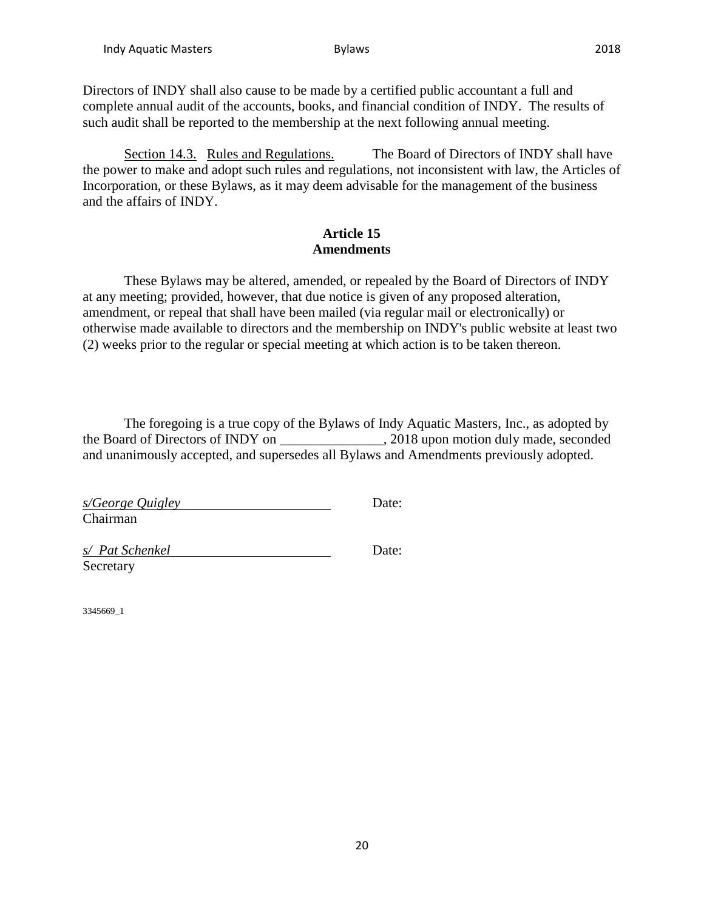Directors of INDY shall also cause to be made by a certified public accountant a full and complete annual audit of the accounts, books, and financial condition of INDY. The results of such audit shall be reported to the membership at the next following annual meeting.

Section 14.3. Rules and Regulations. The Board of Directors of INDY shall have the power to make and adopt such rules and regulations, not inconsistent with law, the Articles of Incorporation, or these Bylaws, as it may deem advisable for the management of the business and the affairs of INDY.

## Article 15
## Amendments

These Bylaws may be altered, amended, or repealed by the Board of Directors of INDY at any meeting; provided, however, that due notice is given of any proposed alteration, amendment, or repeal that shall have been mailed (via regular mail or electronically) or otherwise made available to directors and the membership on INDY's public website at least two (2) weeks prior to the regular or special meeting at which action is to be taken thereon.

The foregoing is a true copy of the Bylaws of Indy Aquatic Masters, Inc., as adopted by the Board of Directors of INDY on _______________, 2018 upon motion duly made, seconded and unanimously accepted, and supersedes all Bylaws and Amendments previously adopted.

*s/George Quigley* Date:
Chairman

*s/ Pat Schenkel* Date:
Secretary

3345669_1